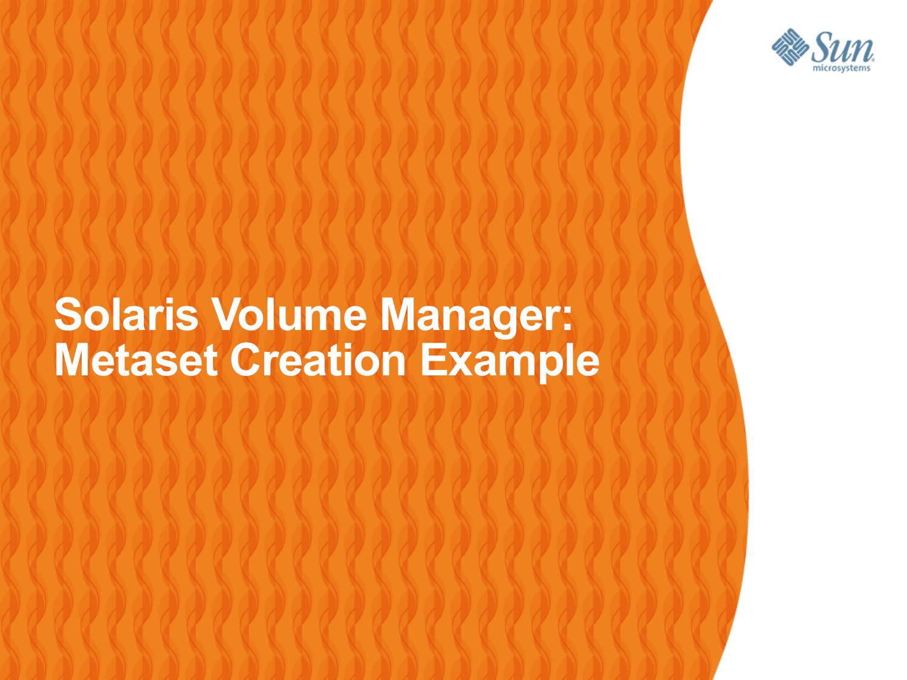# Solaris Volume Manager: Metaset Creation Example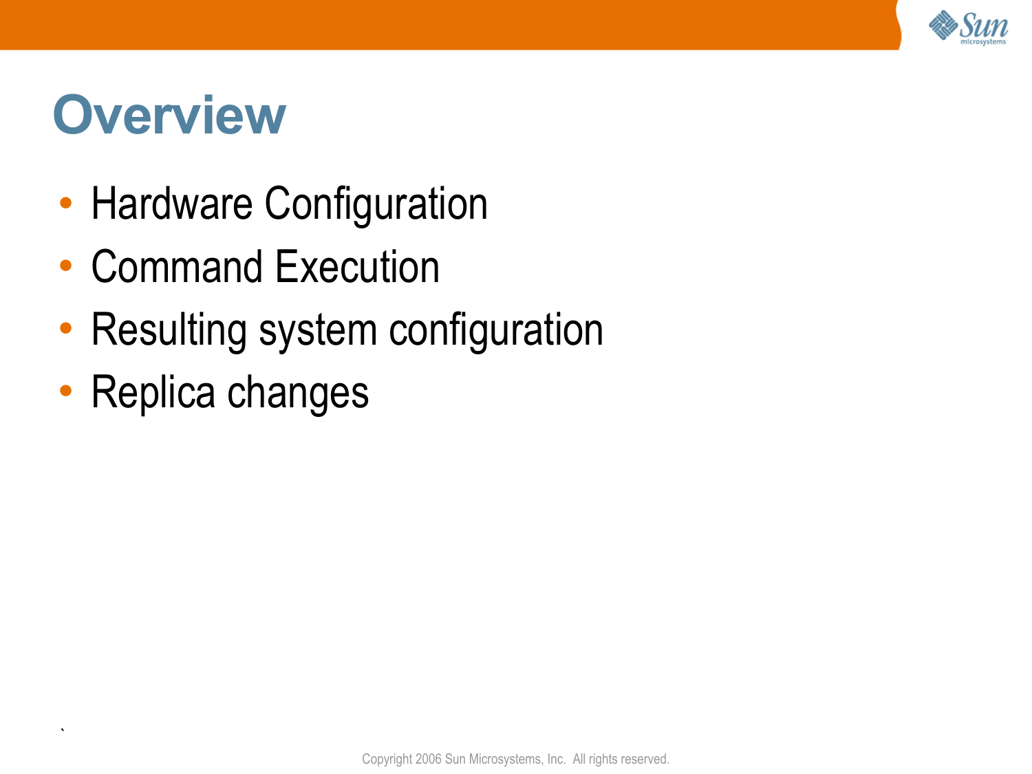# Overview

- Hardware Configuration
- Command Execution
- Resulting system configuration
- Replica changes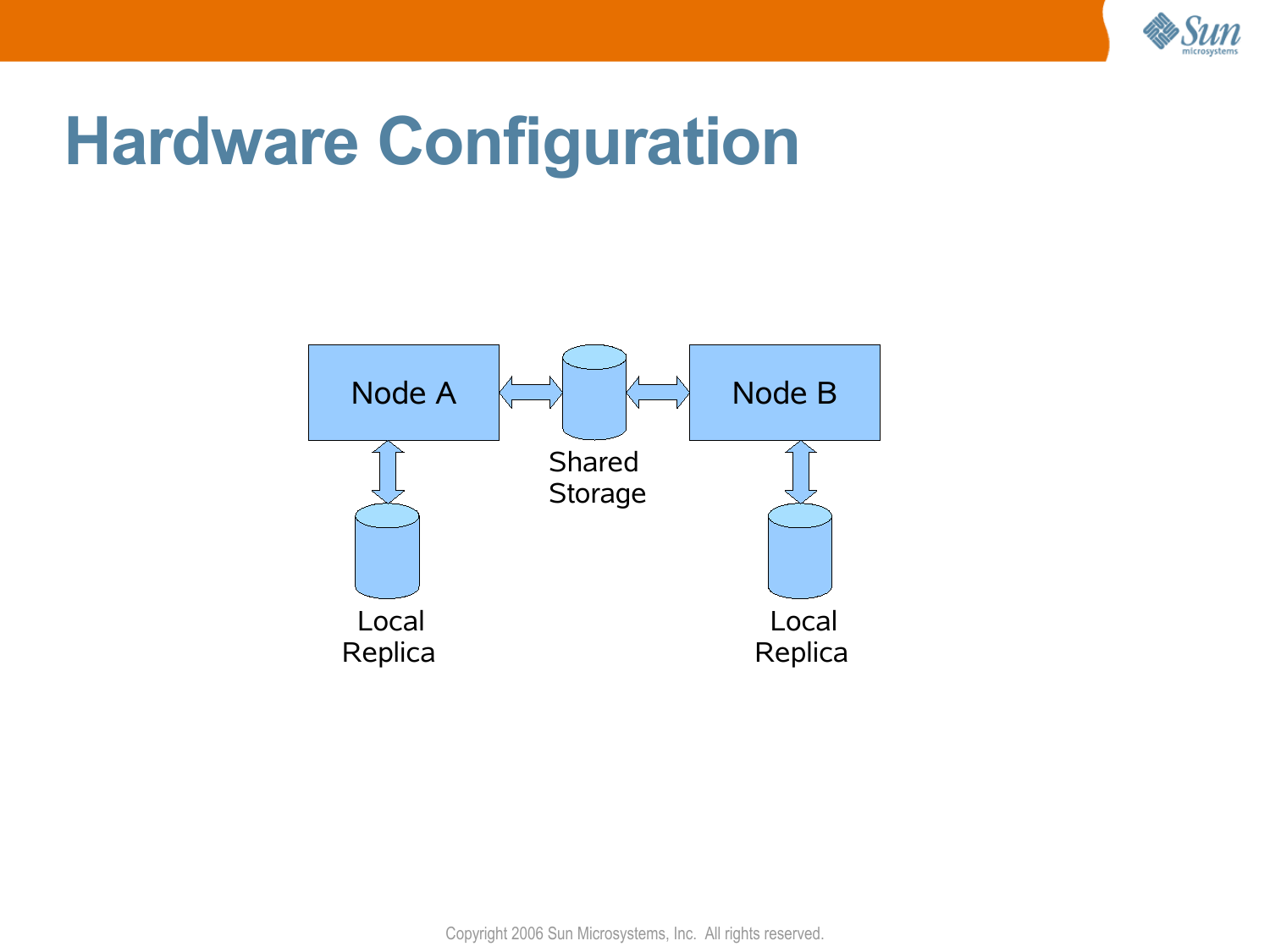# Hardware Configuration

Node A

Shared Storage

Node B

Local Replica

Local Replica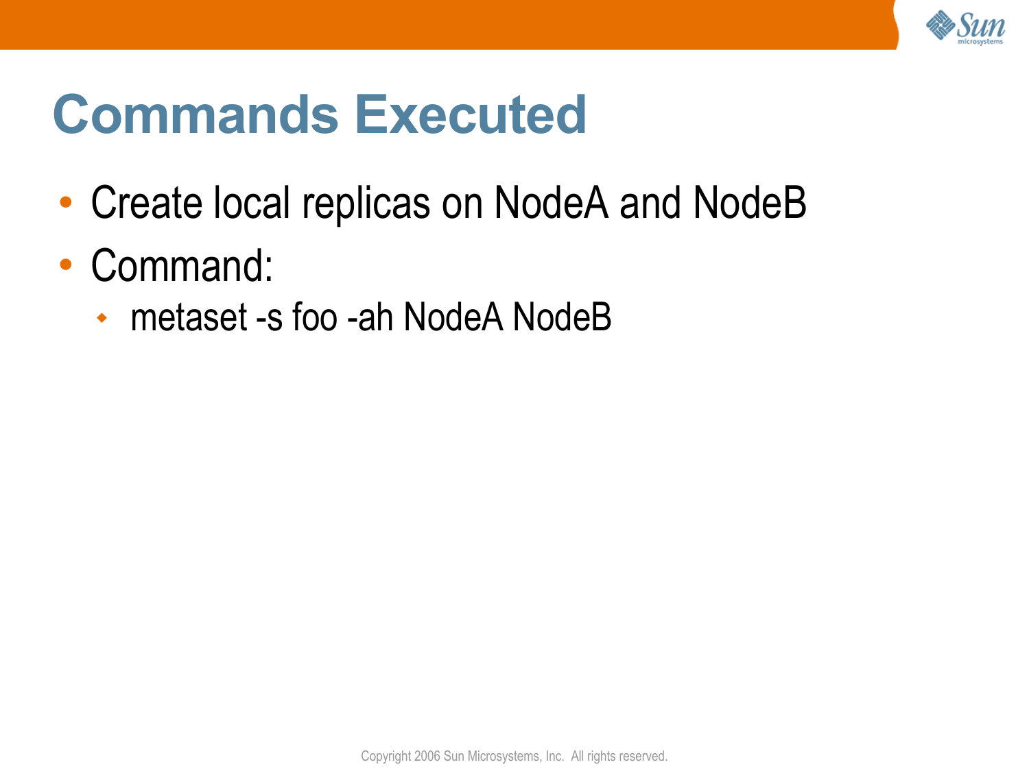# Commands Executed

- Create local replicas on NodeA and NodeB
- Command:
  - metaset -s foo -ah NodeA NodeB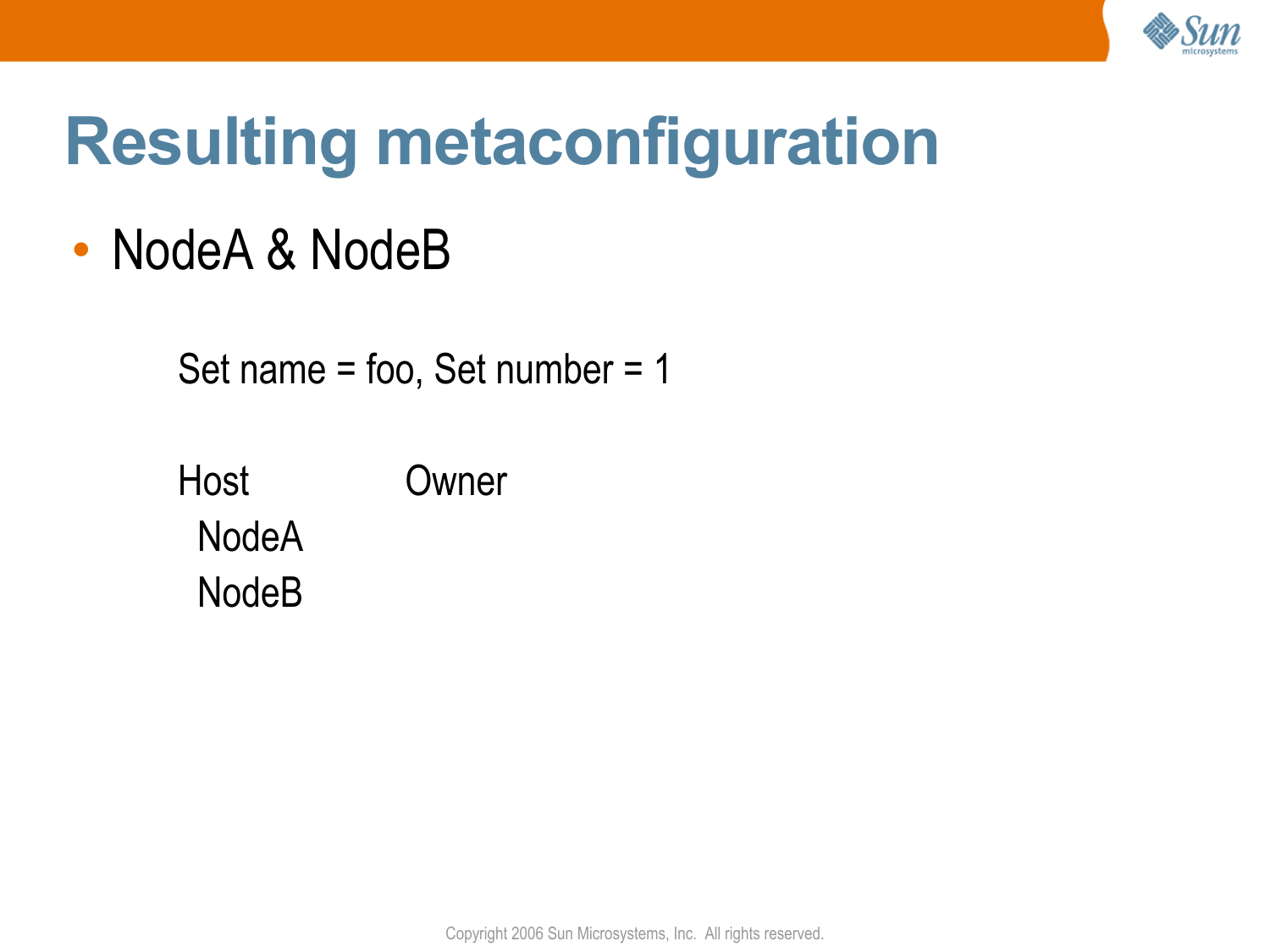# Resulting metaconfiguration

- NodeA & NodeB

Set name = foo, Set number = 1

| Host | Owner |
| --- | --- |
| NodeA | |
| NodeB | |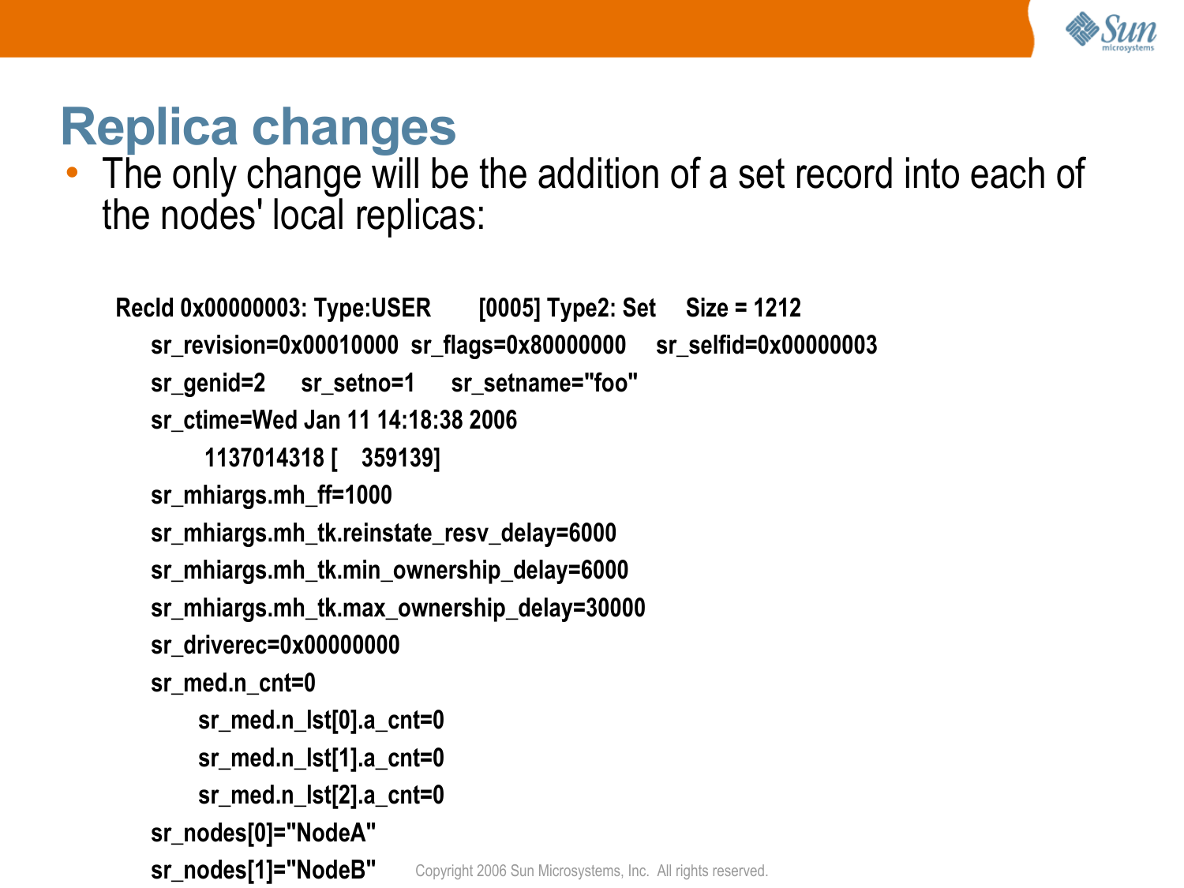# Replica changes

- The only change will be the addition of a set record into each of the nodes' local replicas:

```
RecId 0x00000003: Type:USER      [0005] Type2: Set     Size = 1212
    sr_revision=0x00010000  sr_flags=0x80000000    sr_selfid=0x00000003
    sr_genid=2     sr_setno=1     sr_setname="foo"
    sr_ctime=Wed Jan 11 14:18:38 2006
          1137014318 [    359139]
    sr_mhiargs.mh_ff=1000
    sr_mhiargs.mh_tk.reinstate_resv_delay=6000
    sr_mhiargs.mh_tk.min_ownership_delay=6000
    sr_mhiargs.mh_tk.max_ownership_delay=30000
    sr_driverec=0x00000000
    sr_med.n_cnt=0
         sr_med.n_lst[0].a_cnt=0
         sr_med.n_lst[1].a_cnt=0
         sr_med.n_lst[2].a_cnt=0
    sr_nodes[0]="NodeA"
    sr_nodes[1]="NodeB"
```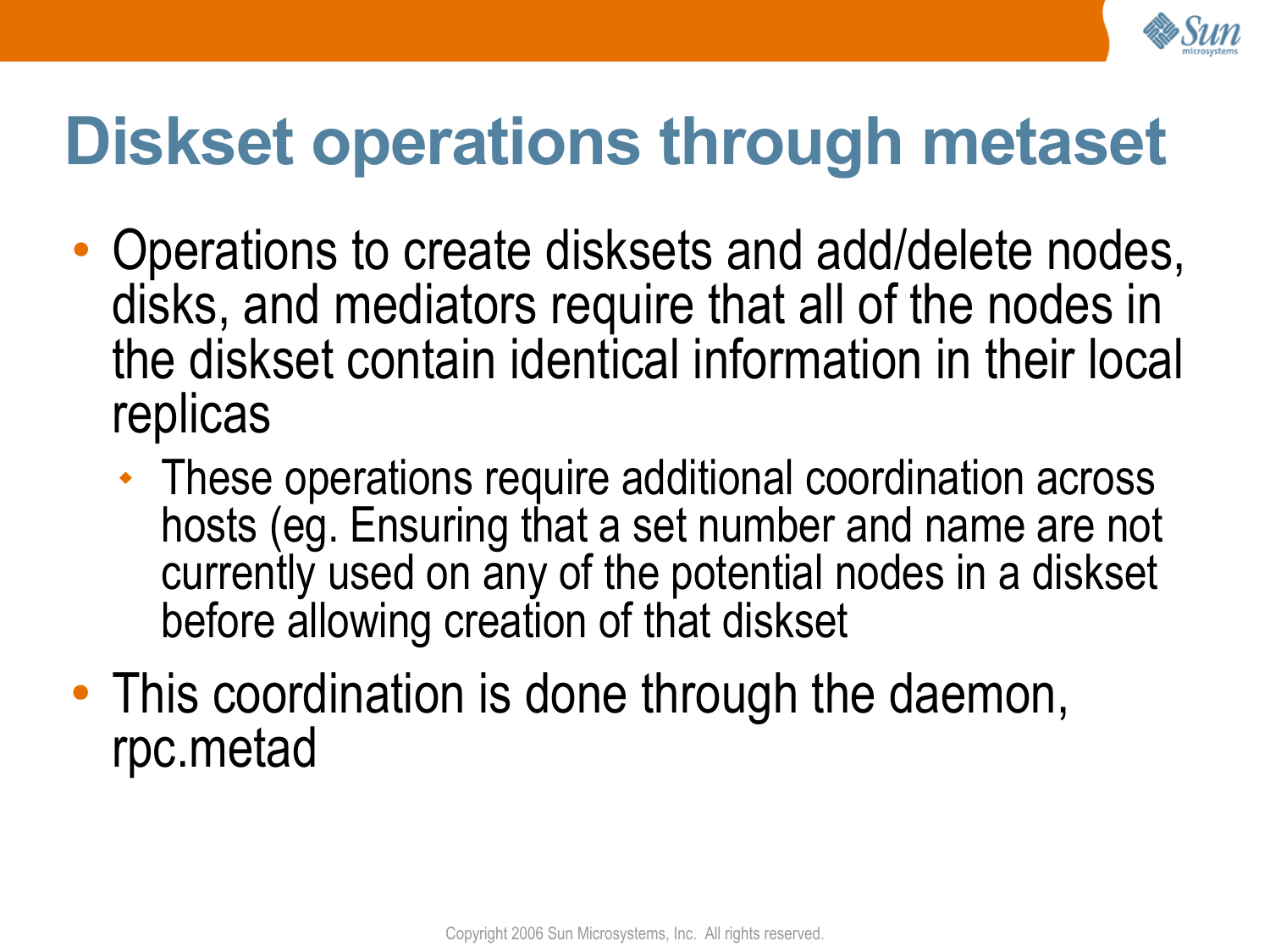# Diskset operations through metaset

- Operations to create disksets and add/delete nodes, disks, and mediators require that all of the nodes in the diskset contain identical information in their local replicas
  - These operations require additional coordination across hosts (eg. Ensuring that a set number and name are not currently used on any of the potential nodes in a diskset before allowing creation of that diskset
- This coordination is done through the daemon, rpc.metad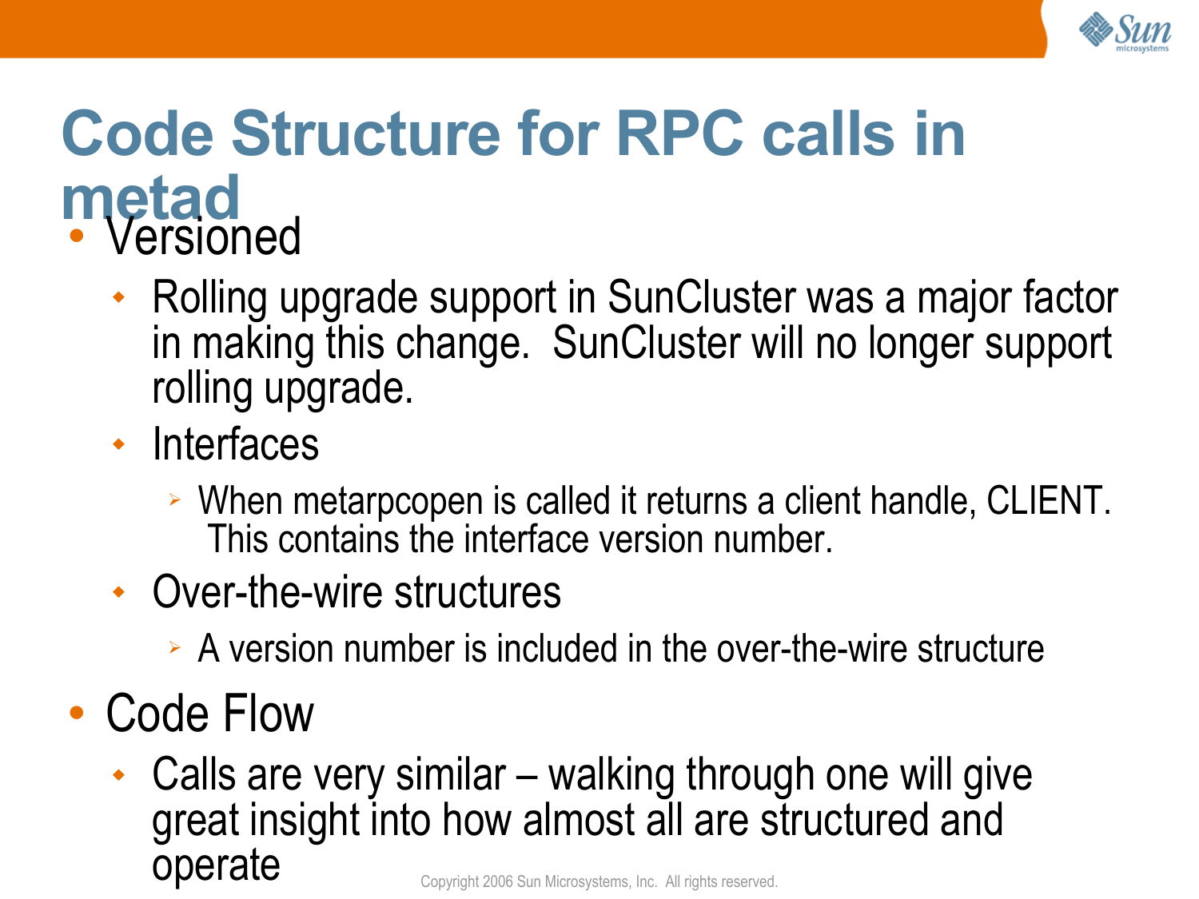# Code Structure for RPC calls in metad

- Versioned
  - Rolling upgrade support in SunCluster was a major factor in making this change. SunCluster will no longer support rolling upgrade.
  - Interfaces
    - When metarpcopen is called it returns a client handle, CLIENT. This contains the interface version number.
  - Over-the-wire structures
    - A version number is included in the over-the-wire structure
- Code Flow
  - Calls are very similar – walking through one will give great insight into how almost all are structured and operate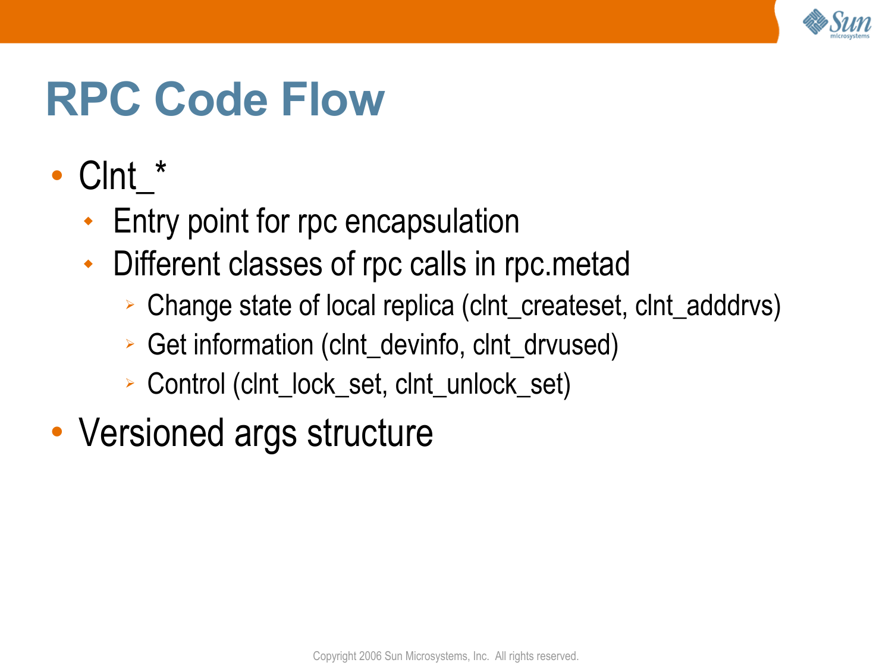# RPC Code Flow

- Clnt_*
  - Entry point for rpc encapsulation
  - Different classes of rpc calls in rpc.metad
    - Change state of local replica (clnt_createset, clnt_adddrvs)
    - Get information (clnt_devinfo, clnt_drvused)
    - Control (clnt_lock_set, clnt_unlock_set)
- Versioned args structure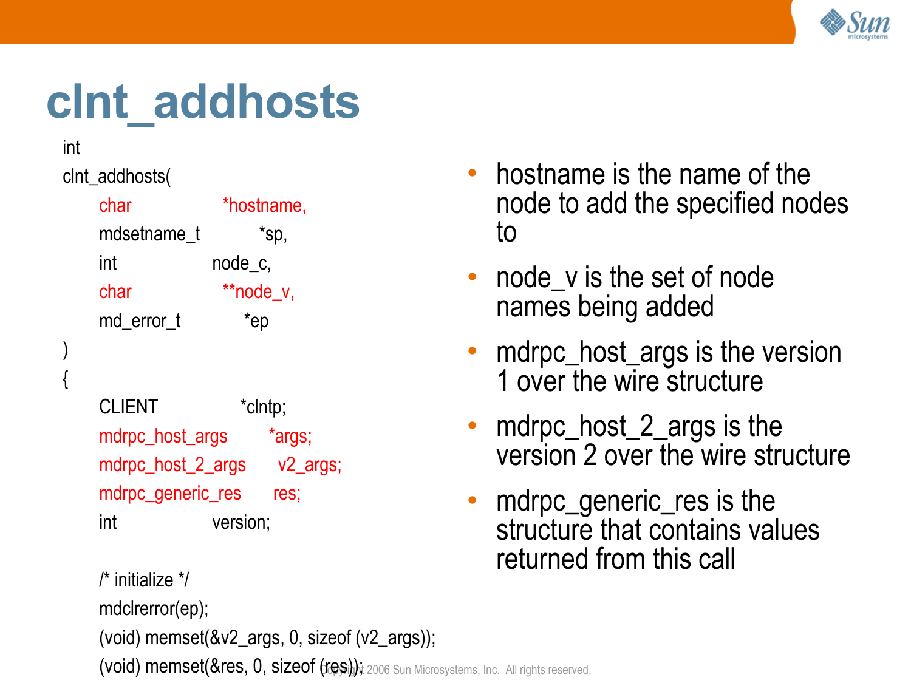# clnt_addhosts

```
int
clnt_addhosts(
        char                *hostname,
        mdsetname_t         *sp,
        int                 node_c,
        char                **node_v,
        md_error_t          *ep
)
{
        CLIENT              *clntp;
        mdrpc_host_args     *args;
        mdrpc_host_2_args   v2_args;
        mdrpc_generic_res   res;
        int                 version;

        /* initialize */
        mdclrerror(ep);
        (void) memset(&v2_args, 0, sizeof (v2_args));
        (void) memset(&res, 0, sizeof (res));
```

- hostname is the name of the node to add the specified nodes to
- node_v is the set of node names being added
- mdrpc_host_args is the version 1 over the wire structure
- mdrpc_host_2_args is the version 2 over the wire structure
- mdrpc_generic_res is the structure that contains values returned from this call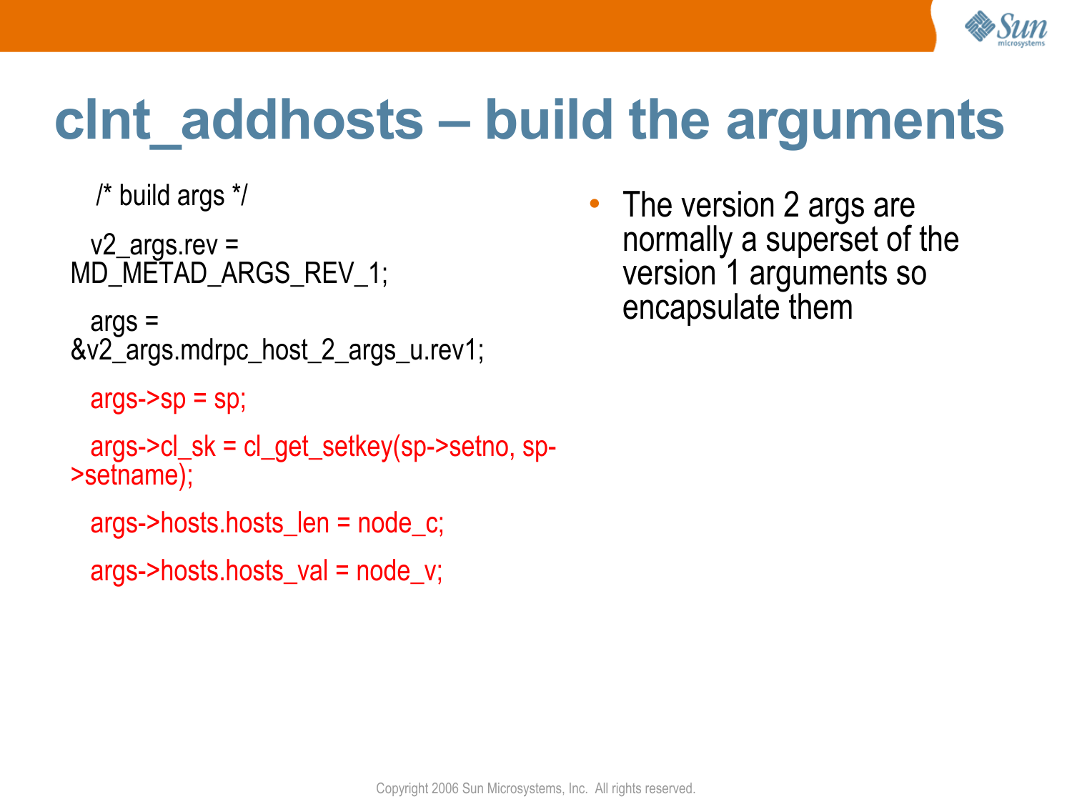# clnt_addhosts – build the arguments

```
/* build args */

v2_args.rev = MD_METAD_ARGS_REV_1;

args = &v2_args.mdrpc_host_2_args_u.rev1;

args->sp = sp;

args->cl_sk = cl_get_setkey(sp->setno, sp->setname);

args->hosts.hosts_len = node_c;

args->hosts.hosts_val = node_v;
```

- The version 2 args are normally a superset of the version 1 arguments so encapsulate them

Copyright 2006 Sun Microsystems, Inc. All rights reserved.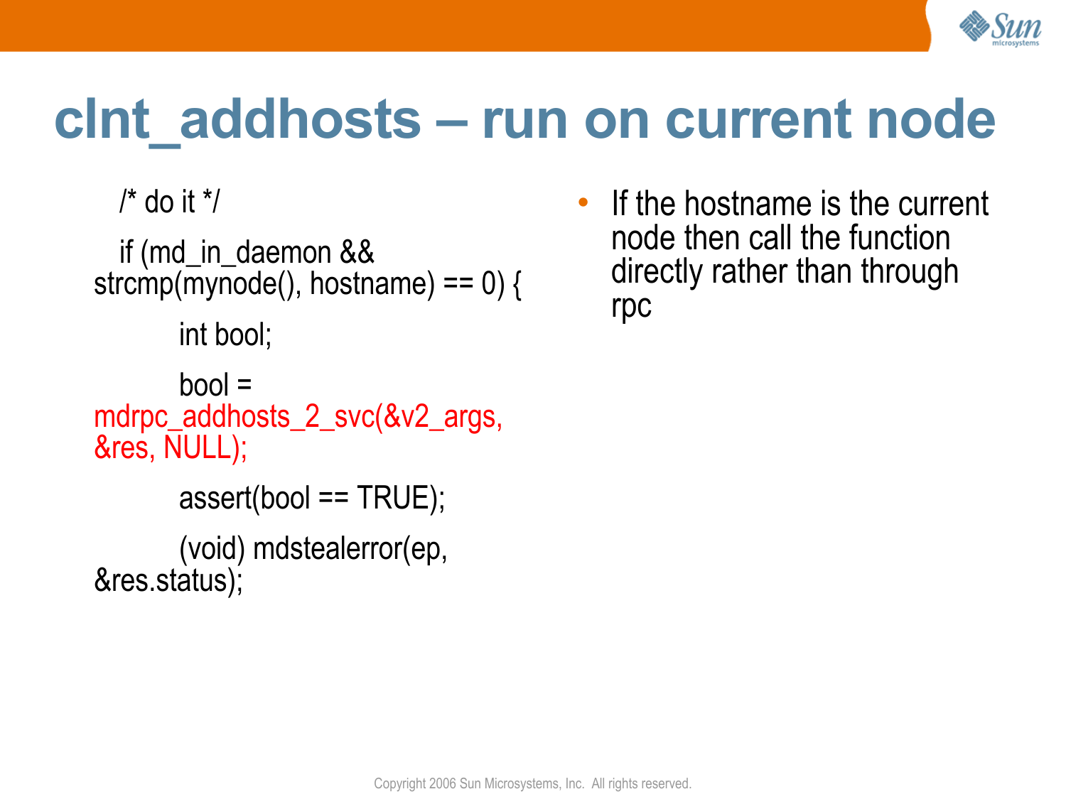# clnt_addhosts – run on current node

```
/* do it */
if (md_in_daemon && strcmp(mynode(), hostname) == 0) {
        int bool;
        bool = mdrpc_addhosts_2_svc(&v2_args, &res, NULL);
        assert(bool == TRUE);
        (void) mdstealerror(ep, &res.status);
```

- If the hostname is the current node then call the function directly rather than through rpc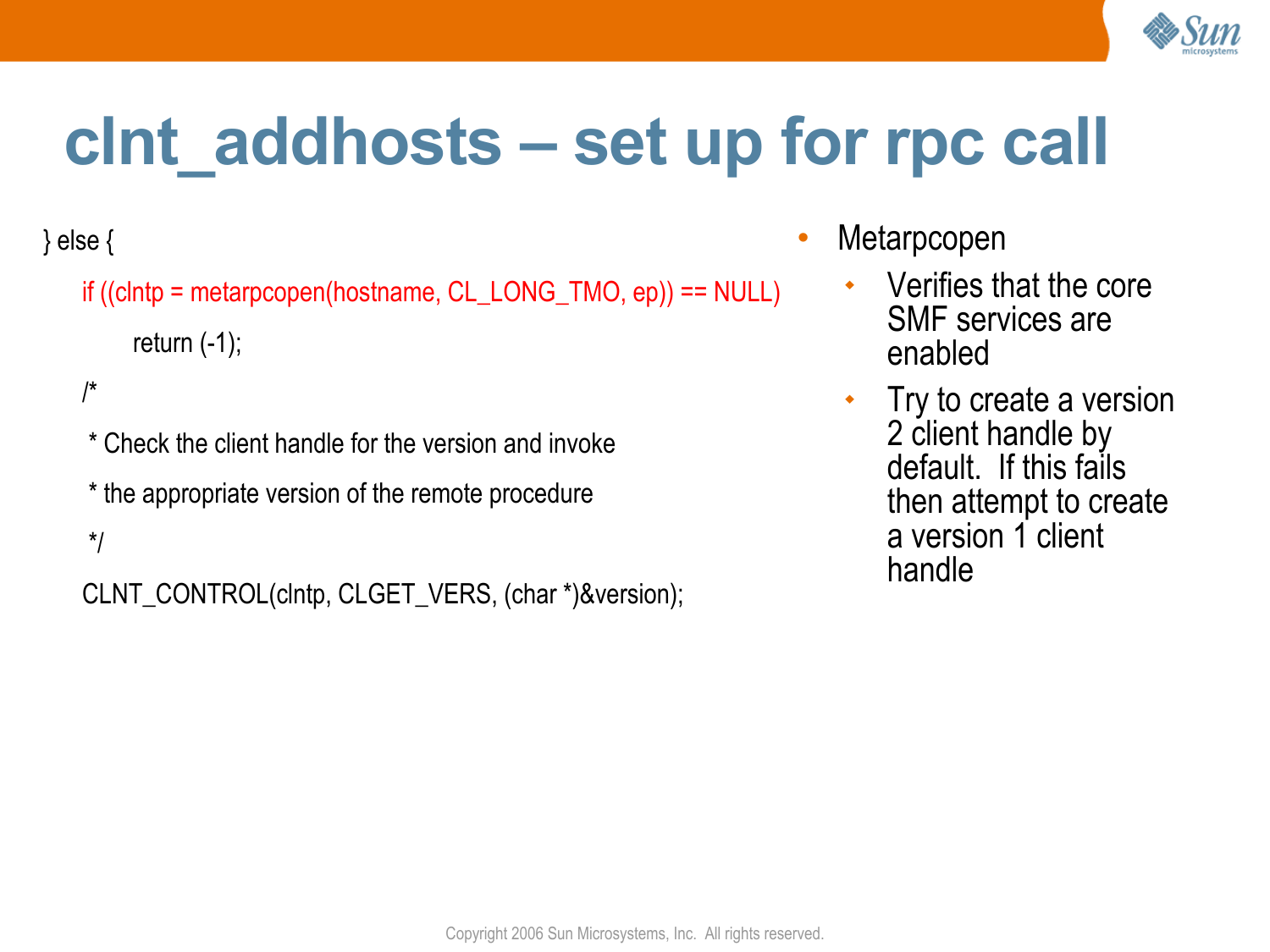# clnt_addhosts – set up for rpc call

```
} else {
    if ((clntp = metarpcopen(hostname, CL_LONG_TMO, ep)) == NULL)
        return (-1);
    /*
     * Check the client handle for the version and invoke
     * the appropriate version of the remote procedure
     */
    CLNT_CONTROL(clntp, CLGET_VERS, (char *)&version);
```

- Metarpcopen
  - Verifies that the core SMF services are enabled
  - Try to create a version 2 client handle by default. If this fails then attempt to create a version 1 client handle

Copyright 2006 Sun Microsystems, Inc. All rights reserved.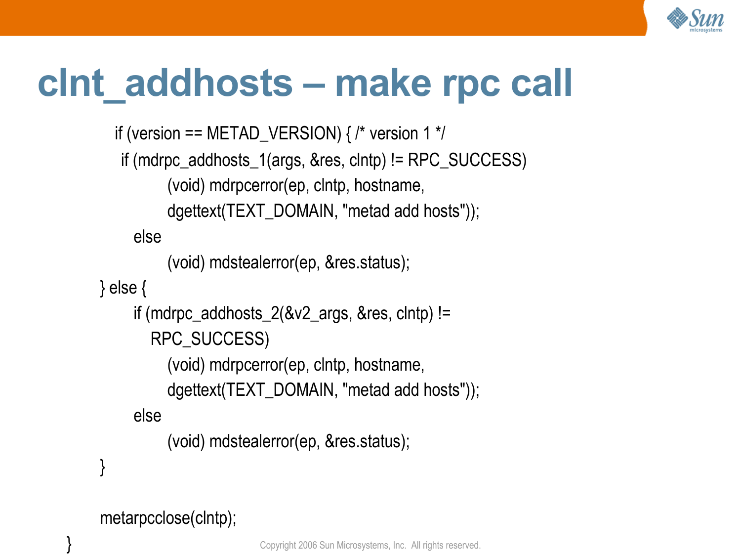# clnt_addhosts – make rpc call

```
	if (version == METAD_VERSION) { /* version 1 */
	 if (mdrpc_addhosts_1(args, &res, clntp) != RPC_SUCCESS)
			(void) mdrpcerror(ep, clntp, hostname,
			dgettext(TEXT_DOMAIN, "metad add hosts"));
		else
			(void) mdstealerror(ep, &res.status);
	} else {
		if (mdrpc_addhosts_2(&v2_args, &res, clntp) !=
		    RPC_SUCCESS)
			(void) mdrpcerror(ep, clntp, hostname,
			dgettext(TEXT_DOMAIN, "metad add hosts"));
		else
			(void) mdstealerror(ep, &res.status);
	}

	metarpcclose(clntp);
}
```

Copyright 2006 Sun Microsystems, Inc. All rights reserved.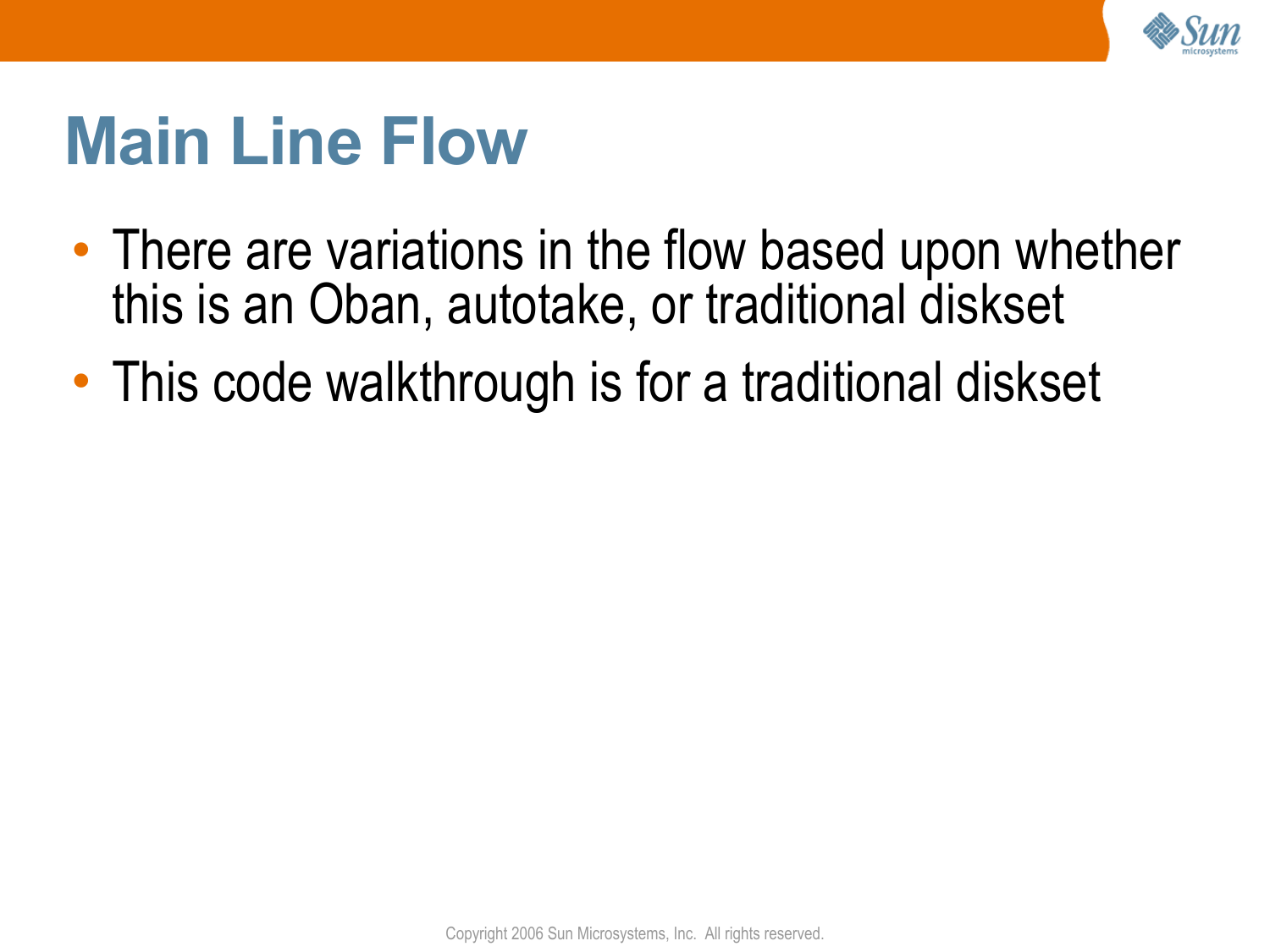# Main Line Flow

- There are variations in the flow based upon whether this is an Oban, autotake, or traditional diskset
- This code walkthrough is for a traditional diskset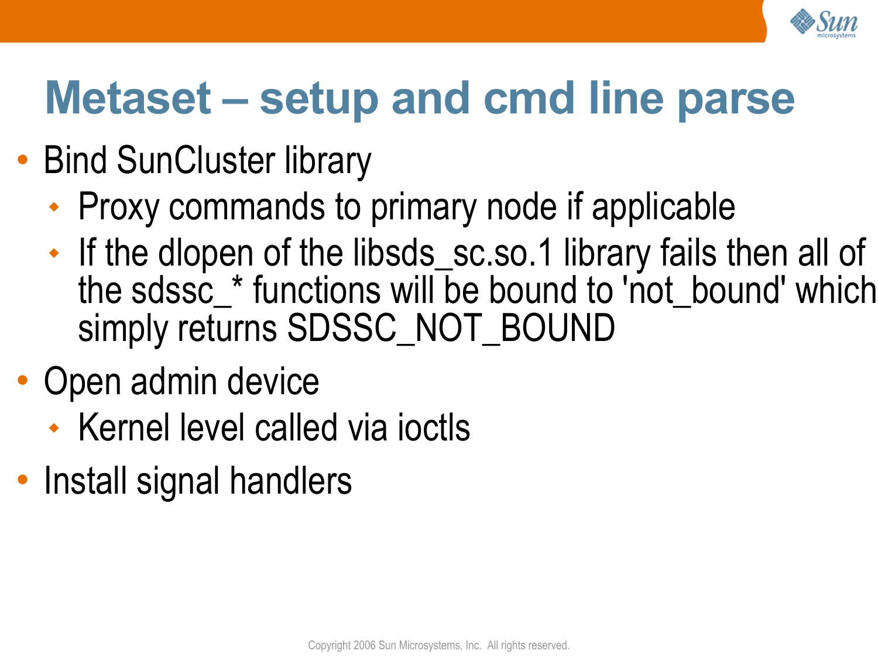# Metaset – setup and cmd line parse

- Bind SunCluster library
  - Proxy commands to primary node if applicable
  - If the dlopen of the libsds_sc.so.1 library fails then all of the sdssc_* functions will be bound to 'not_bound' which simply returns SDSSC_NOT_BOUND
- Open admin device
  - Kernel level called via ioctls
- Install signal handlers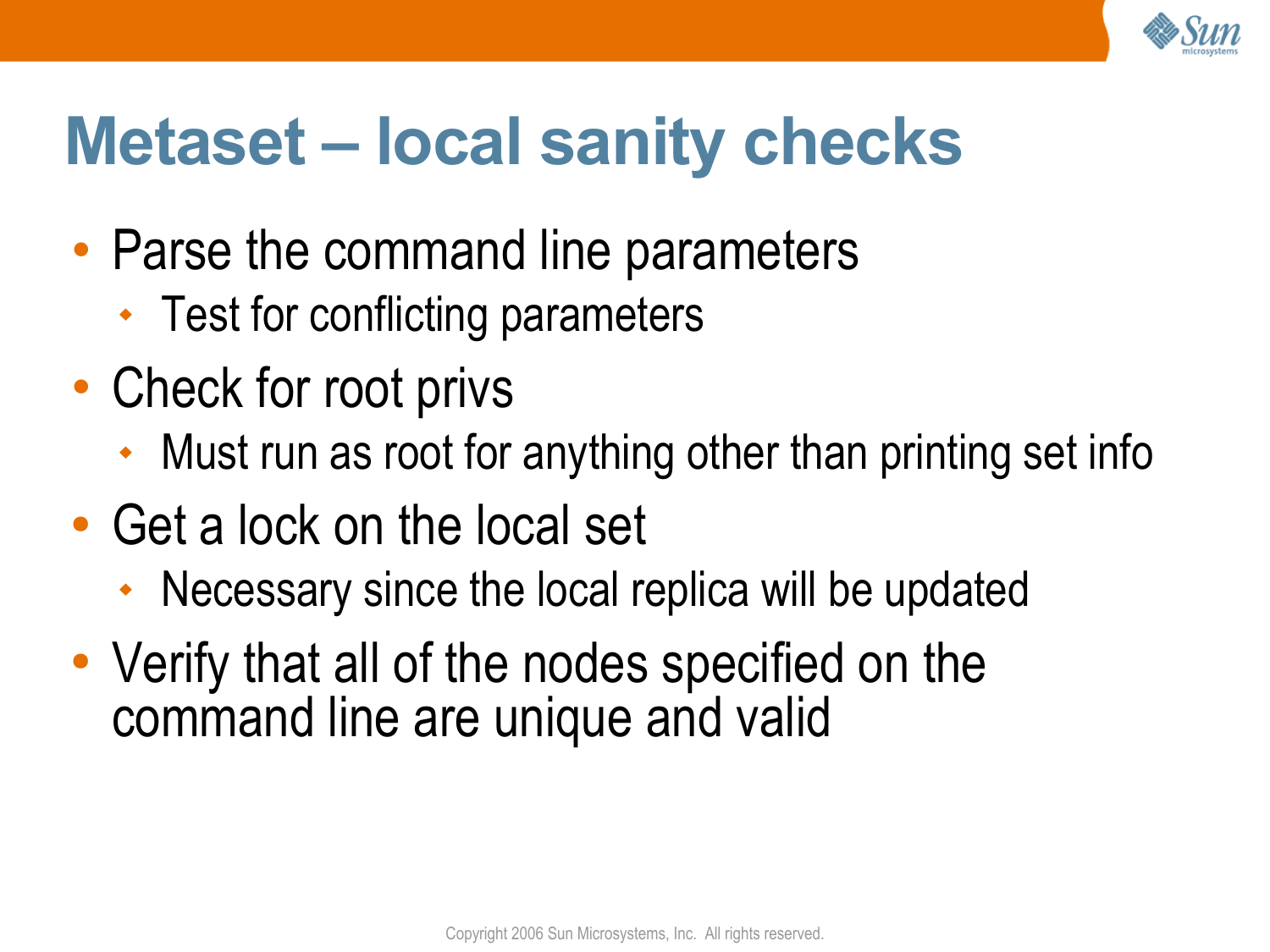# Metaset – local sanity checks

- Parse the command line parameters
  - Test for conflicting parameters
- Check for root privs
  - Must run as root for anything other than printing set info
- Get a lock on the local set
  - Necessary since the local replica will be updated
- Verify that all of the nodes specified on the command line are unique and valid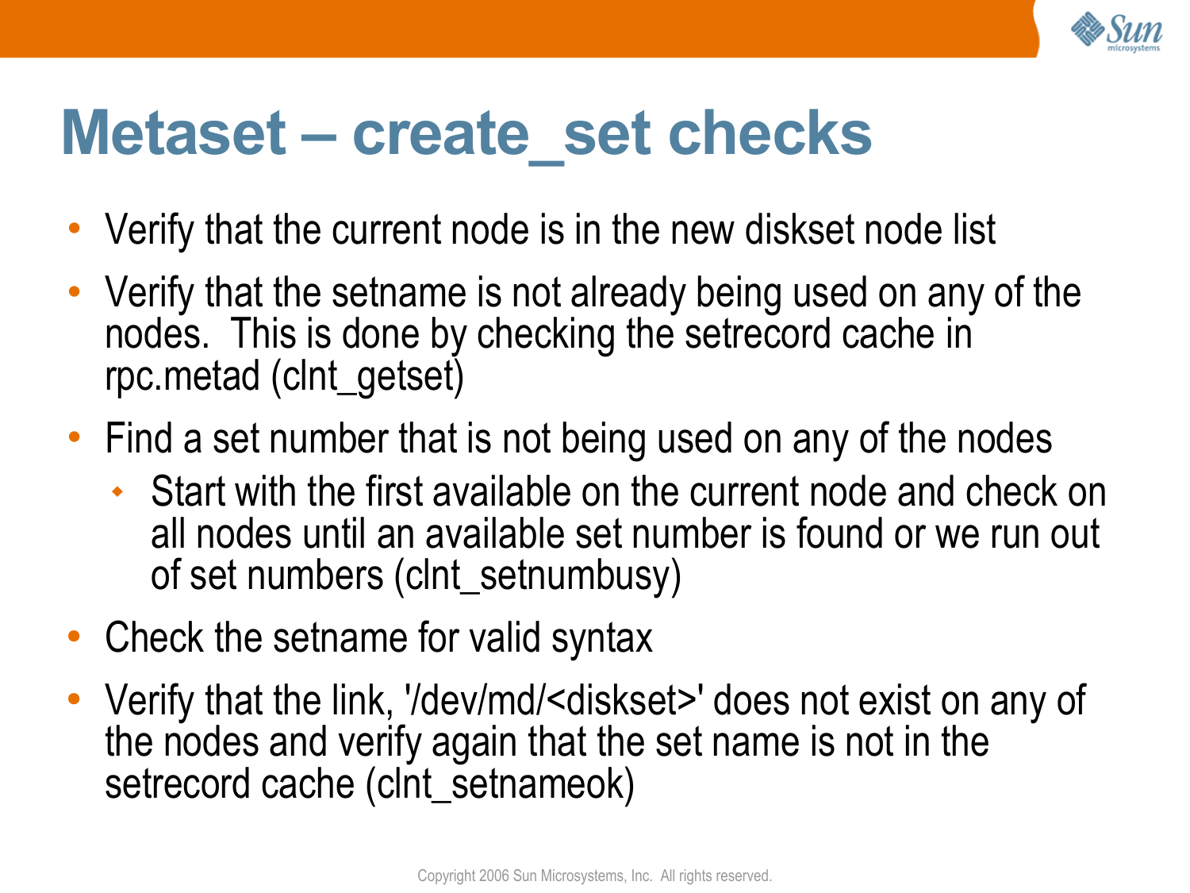# Metaset – create_set checks

- Verify that the current node is in the new diskset node list
- Verify that the setname is not already being used on any of the nodes. This is done by checking the setrecord cache in rpc.metad (clnt_getset)
- Find a set number that is not being used on any of the nodes
  - Start with the first available on the current node and check on all nodes until an available set number is found or we run out of set numbers (clnt_setnumbusy)
- Check the setname for valid syntax
- Verify that the link, '/dev/md/<diskset>' does not exist on any of the nodes and verify again that the set name is not in the setrecord cache (clnt_setnameok)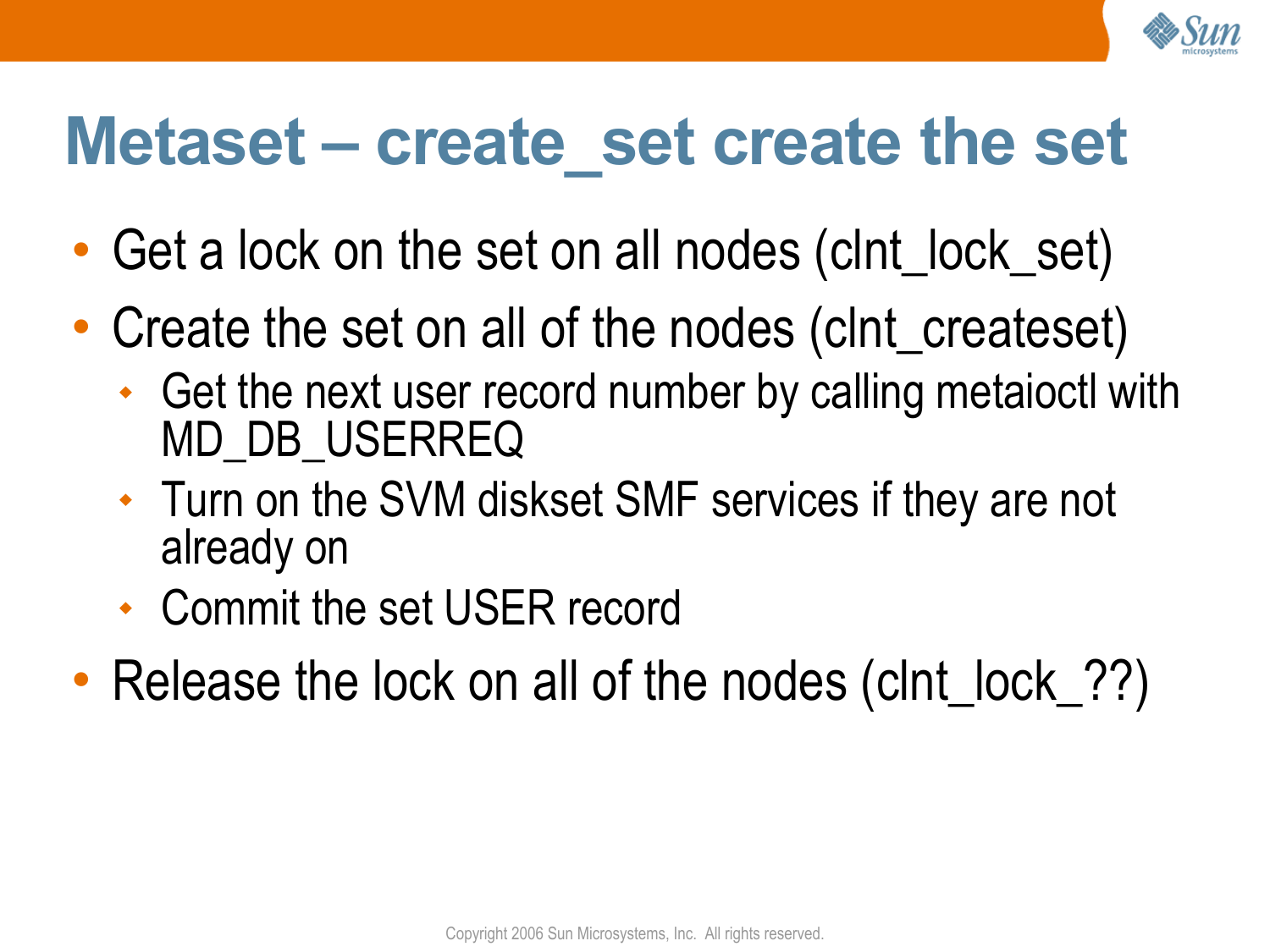# Metaset – create_set create the set

- Get a lock on the set on all nodes (clnt_lock_set)
- Create the set on all of the nodes (clnt_createset)
  - Get the next user record number by calling metaioctl with MD_DB_USERREQ
  - Turn on the SVM diskset SMF services if they are not already on
  - Commit the set USER record
- Release the lock on all of the nodes (clnt_lock_??)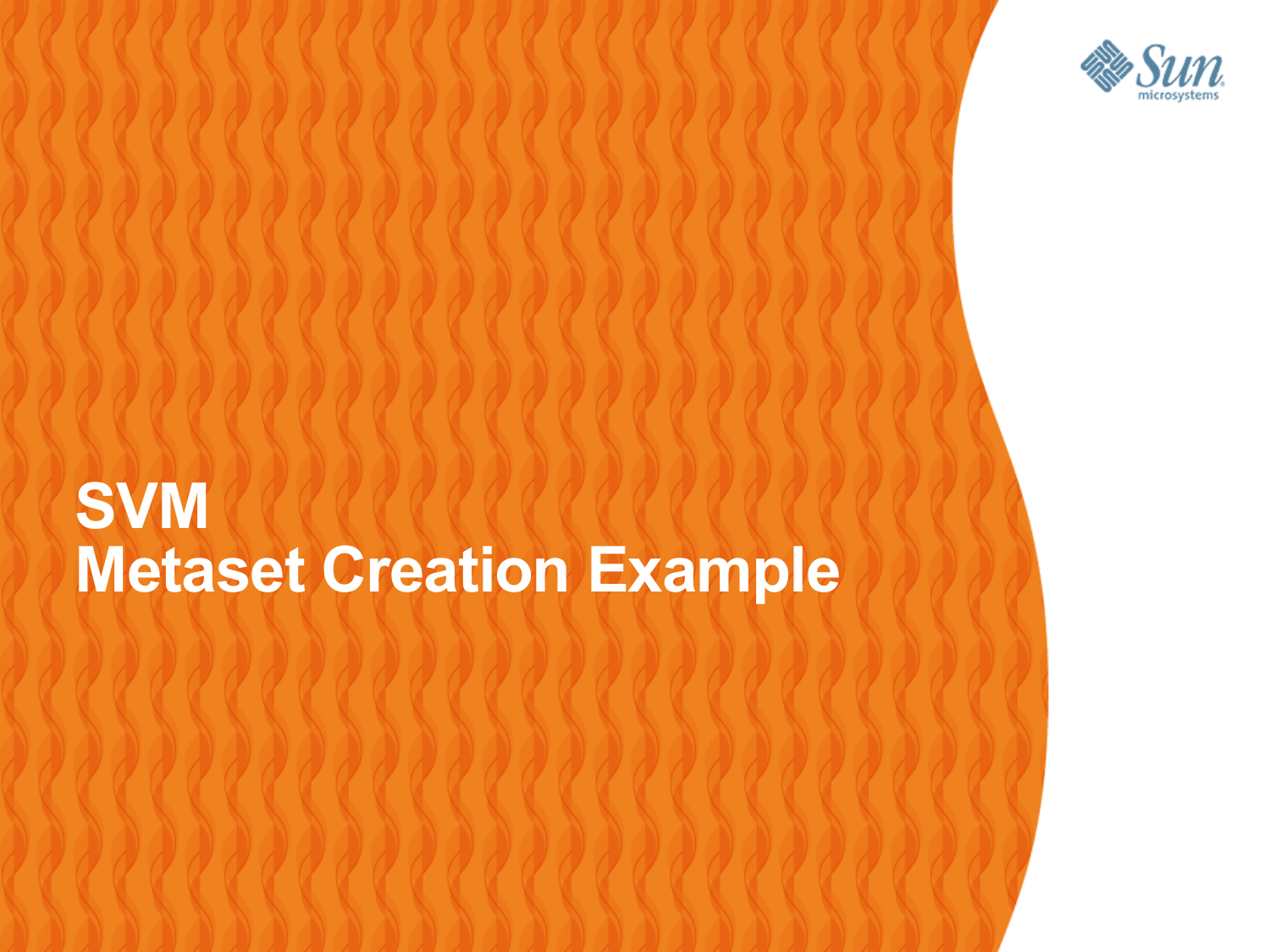# SVM
# Metaset Creation Example